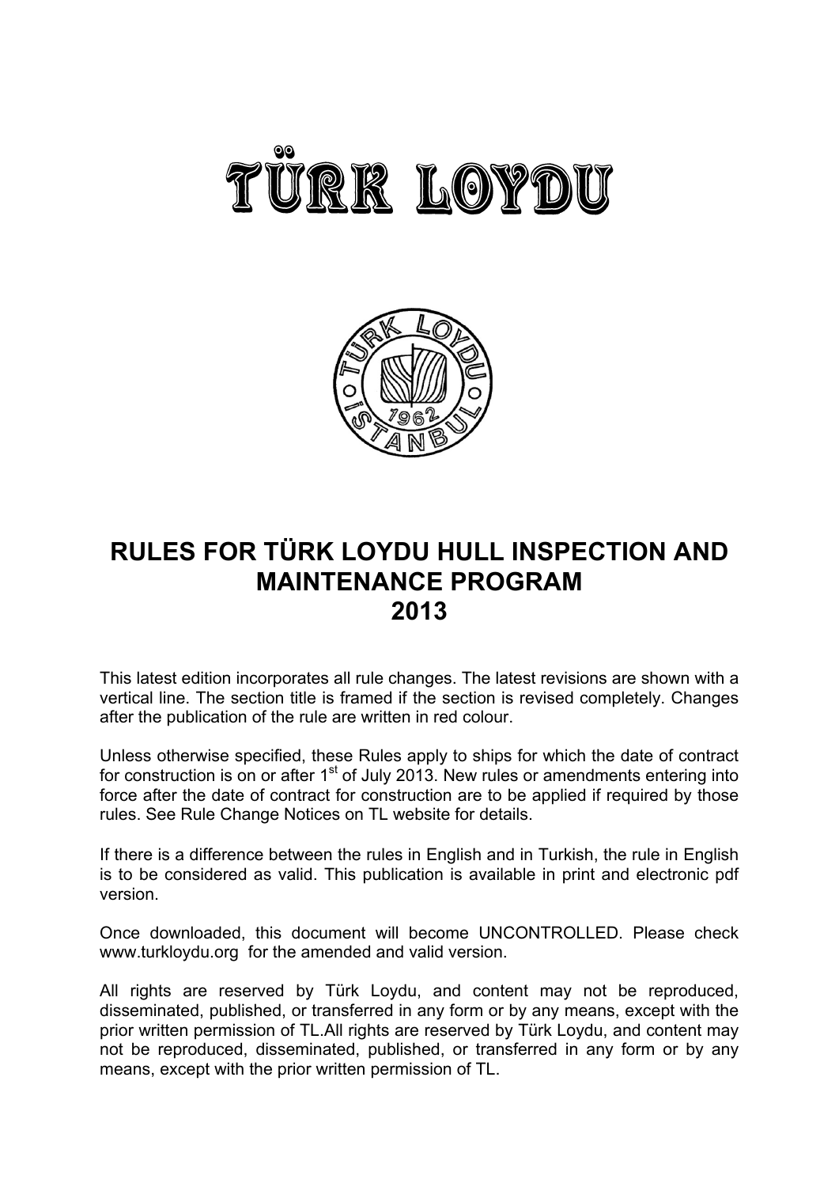# TÜRK LOYDU

## RULES FOR TÜRK LOYDU HULL INSPECTION AND MAINTENANCE PROGRAM 2013

This latest edition incorporates all rule changes. The latest revisions are shown with a vertical line. The section title is framed if the section is revised completely. Changes after the publication of the rule are written in red colour.

Unless otherwise specified, these Rules apply to ships for which the date of contract for construction is on or after 1st of July 2013. New rules or amendments entering into force after the date of contract for construction are to be applied if required by those rules. See Rule Change Notices on TL website for details.

If there is a difference between the rules in English and in Turkish, the rule in English is to be considered as valid. This publication is available in print and electronic pdf version.

Once downloaded, this document will become UNCONTROLLED. Please check www.turkloydu.org for the amended and valid version.

All rights are reserved by Türk Loydu, and content may not be reproduced, disseminated, published, or transferred in any form or by any means, except with the prior written permission of TL.All rights are reserved by Türk Loydu, and content may not be reproduced, disseminated, published, or transferred in any form or by any means, except with the prior written permission of TL.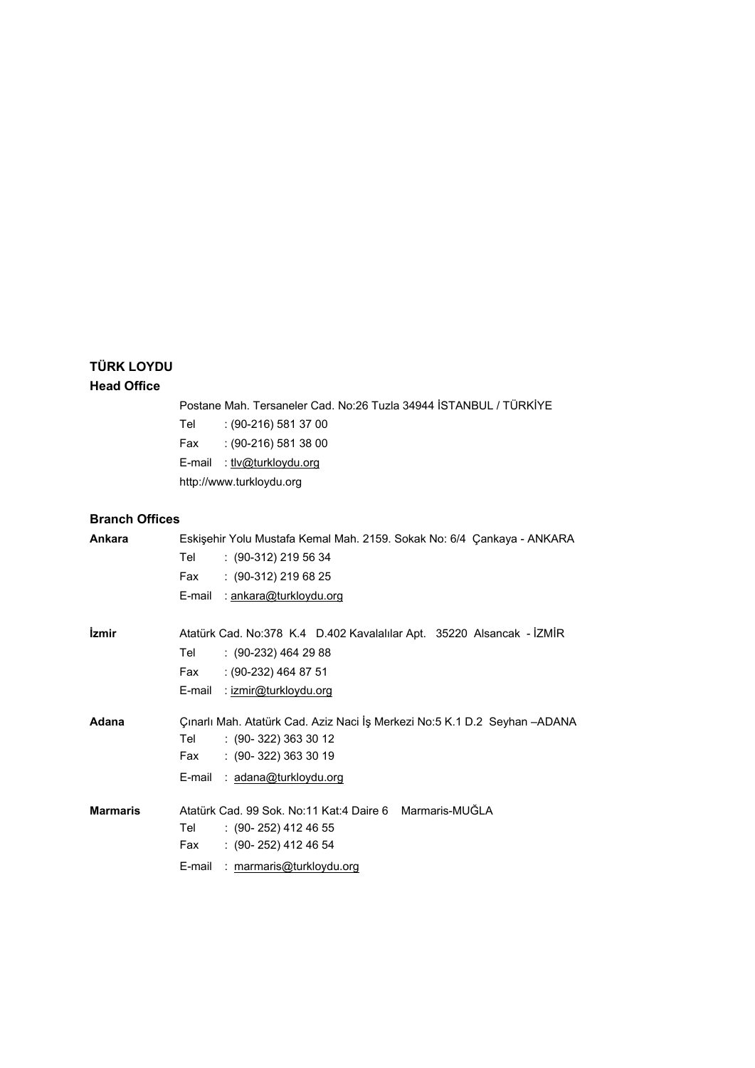**TÜRK LOYDU**

**Head Office**

Postane Mah. Tersaneler Cad. No:26 Tuzla 34944 İSTANBUL / TÜRKİYE

Tel : (90-216) 581 37 00

Fax : (90-216) 581 38 00

E-mail : tlv@turkloydu.org

http://www.turkloydu.org

**Branch Offices**

**Ankara**

Eskişehir Yolu Mustafa Kemal Mah. 2159. Sokak No: 6/4 Çankaya - ANKARA

Tel : (90-312) 219 56 34

Fax : (90-312) 219 68 25

E-mail : ankara@turkloydu.org

**İzmir**

Atatürk Cad. No:378 K.4 D.402 Kavalalılar Apt. 35220 Alsancak - İZMİR

Tel : (90-232) 464 29 88

Fax : (90-232) 464 87 51

E-mail : izmir@turkloydu.org

**Adana**

Çınarlı Mah. Atatürk Cad. Aziz Naci İş Merkezi No:5 K.1 D.2 Seyhan –ADANA

Tel : (90- 322) 363 30 12

Fax : (90- 322) 363 30 19

E-mail : adana@turkloydu.org

**Marmaris**

Atatürk Cad. 99 Sok. No:11 Kat:4 Daire 6 Marmaris-MUĞLA

Tel : (90- 252) 412 46 55

Fax : (90- 252) 412 46 54

E-mail : marmaris@turkloydu.org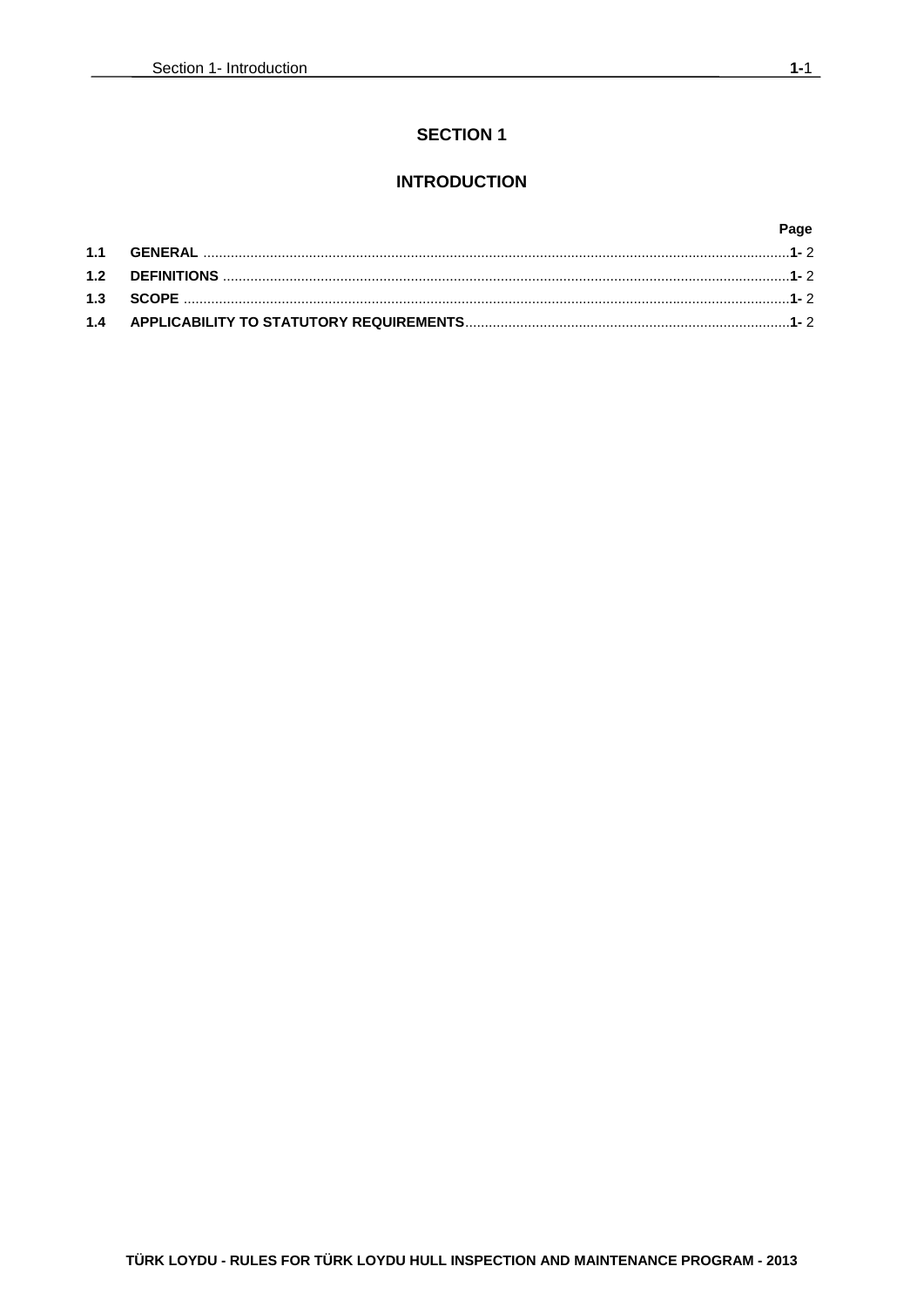# SECTION 1

## INTRODUCTION

| | | Page |
|---|---|---|
| 1.1 | GENERAL | 1- 2 |
| 1.2 | DEFINITIONS | 1- 2 |
| 1.3 | SCOPE | 1- 2 |
| 1.4 | APPLICABILITY TO STATUTORY REQUIREMENTS | 1- 2 |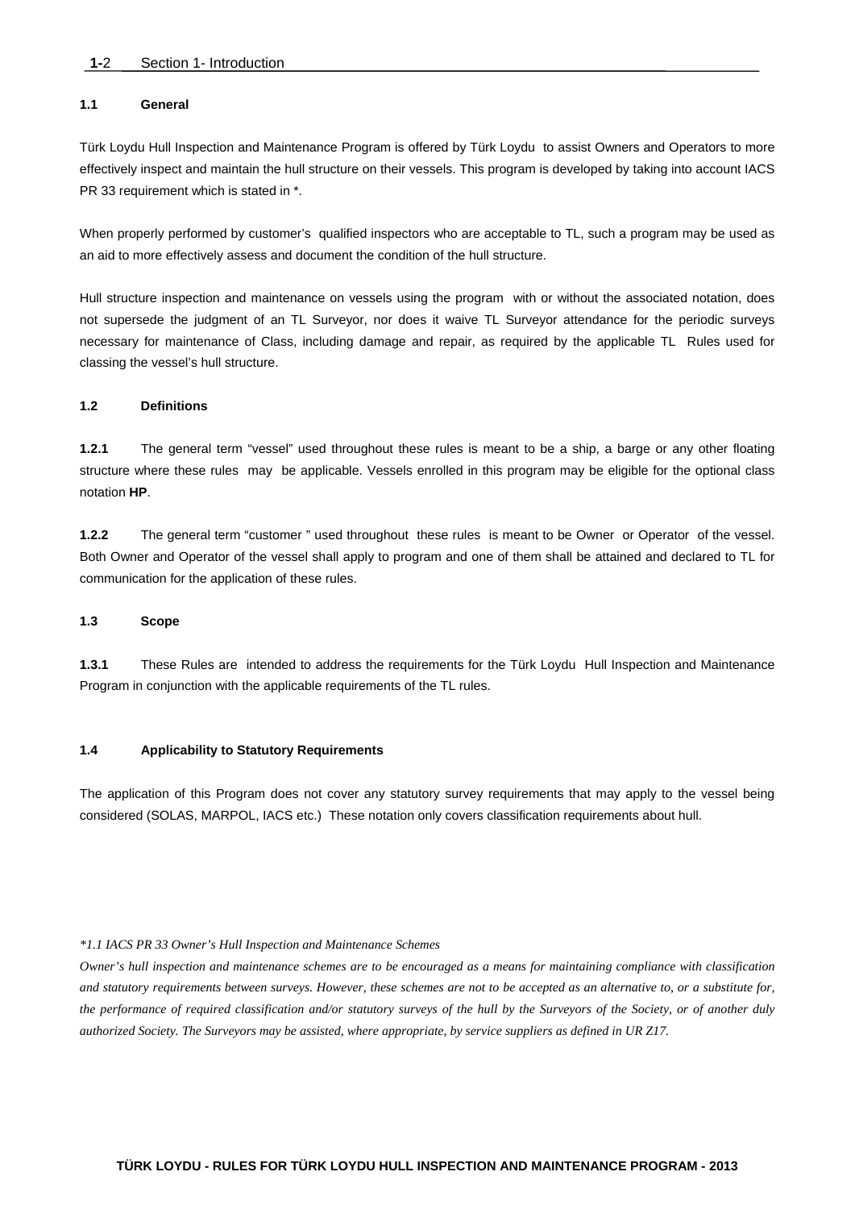### 1.1 General

Türk Loydu Hull Inspection and Maintenance Program is offered by Türk Loydu to assist Owners and Operators to more effectively inspect and maintain the hull structure on their vessels. This program is developed by taking into account IACS PR 33 requirement which is stated in *.

When properly performed by customer's qualified inspectors who are acceptable to TL, such a program may be used as an aid to more effectively assess and document the condition of the hull structure.

Hull structure inspection and maintenance on vessels using the program with or without the associated notation, does not supersede the judgment of an TL Surveyor, nor does it waive TL Surveyor attendance for the periodic surveys necessary for maintenance of Class, including damage and repair, as required by the applicable TL Rules used for classing the vessel's hull structure.

### 1.2 Definitions

**1.2.1** The general term "vessel" used throughout these rules is meant to be a ship, a barge or any other floating structure where these rules may be applicable. Vessels enrolled in this program may be eligible for the optional class notation **HP**.

**1.2.2** The general term "customer " used throughout these rules is meant to be Owner or Operator of the vessel. Both Owner and Operator of the vessel shall apply to program and one of them shall be attained and declared to TL for communication for the application of these rules.

### 1.3 Scope

**1.3.1** These Rules are intended to address the requirements for the Türk Loydu Hull Inspection and Maintenance Program in conjunction with the applicable requirements of the TL rules.

### 1.4 Applicability to Statutory Requirements

The application of this Program does not cover any statutory survey requirements that may apply to the vessel being considered (SOLAS, MARPOL, IACS etc.) These notation only covers classification requirements about hull.

*\*1.1 IACS PR 33 Owner's Hull Inspection and Maintenance Schemes*

*Owner's hull inspection and maintenance schemes are to be encouraged as a means for maintaining compliance with classification and statutory requirements between surveys. However, these schemes are not to be accepted as an alternative to, or a substitute for, the performance of required classification and/or statutory surveys of the hull by the Surveyors of the Society, or of another duly authorized Society. The Surveyors may be assisted, where appropriate, by service suppliers as defined in UR Z17.*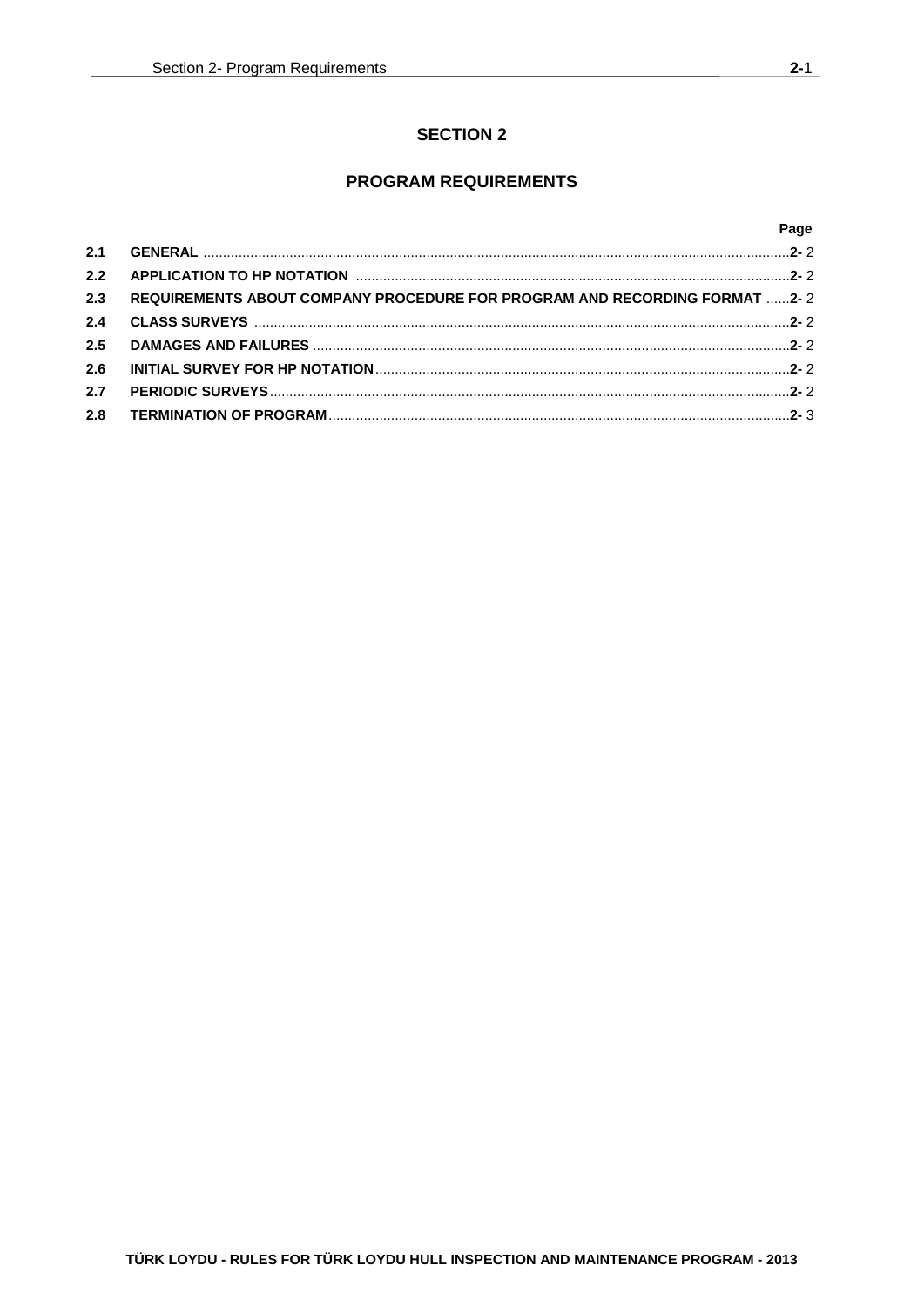# SECTION 2

## PROGRAM REQUIREMENTS

| | | Page |
|---|---|---|
| 2.1 | GENERAL | 2- 2 |
| 2.2 | APPLICATION TO HP NOTATION | 2- 2 |
| 2.3 | REQUIREMENTS ABOUT COMPANY PROCEDURE FOR PROGRAM AND RECORDING FORMAT | 2- 2 |
| 2.4 | CLASS SURVEYS | 2- 2 |
| 2.5 | DAMAGES AND FAILURES | 2- 2 |
| 2.6 | INITIAL SURVEY FOR HP NOTATION | 2- 2 |
| 2.7 | PERIODIC SURVEYS | 2- 2 |
| 2.8 | TERMINATION OF PROGRAM | 2- 3 |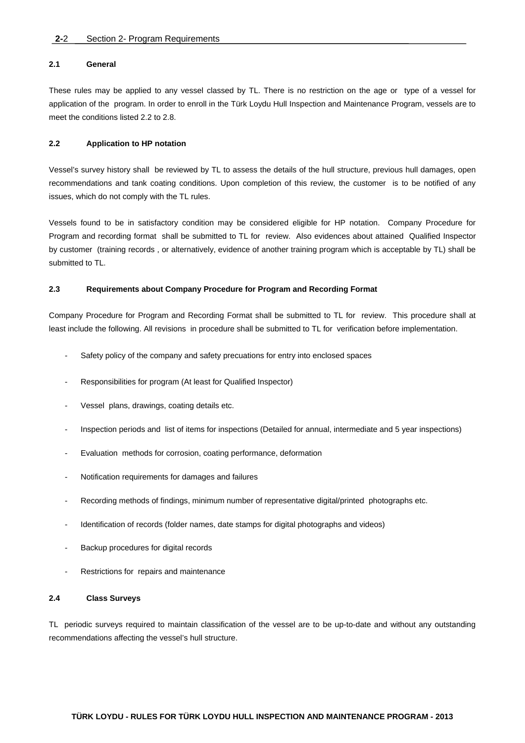## 2.1 General

These rules may be applied to any vessel classed by TL. There is no restriction on the age or type of a vessel for application of the program. In order to enroll in the Türk Loydu Hull Inspection and Maintenance Program, vessels are to meet the conditions listed 2.2 to 2.8.

## 2.2 Application to HP notation

Vessel's survey history shall be reviewed by TL to assess the details of the hull structure, previous hull damages, open recommendations and tank coating conditions. Upon completion of this review, the customer is to be notified of any issues, which do not comply with the TL rules.

Vessels found to be in satisfactory condition may be considered eligible for HP notation. Company Procedure for Program and recording format shall be submitted to TL for review. Also evidences about attained Qualified Inspector by customer (training records , or alternatively, evidence of another training program which is acceptable by TL) shall be submitted to TL.

## 2.3 Requirements about Company Procedure for Program and Recording Format

Company Procedure for Program and Recording Format shall be submitted to TL for review. This procedure shall at least include the following. All revisions in procedure shall be submitted to TL for verification before implementation.

- Safety policy of the company and safety precuations for entry into enclosed spaces
- Responsibilities for program (At least for Qualified Inspector)
- Vessel plans, drawings, coating details etc.
- Inspection periods and list of items for inspections (Detailed for annual, intermediate and 5 year inspections)
- Evaluation methods for corrosion, coating performance, deformation
- Notification requirements for damages and failures
- Recording methods of findings, minimum number of representative digital/printed photographs etc.
- Identification of records (folder names, date stamps for digital photographs and videos)
- Backup procedures for digital records
- Restrictions for repairs and maintenance

## 2.4 Class Surveys

TL periodic surveys required to maintain classification of the vessel are to be up-to-date and without any outstanding recommendations affecting the vessel's hull structure.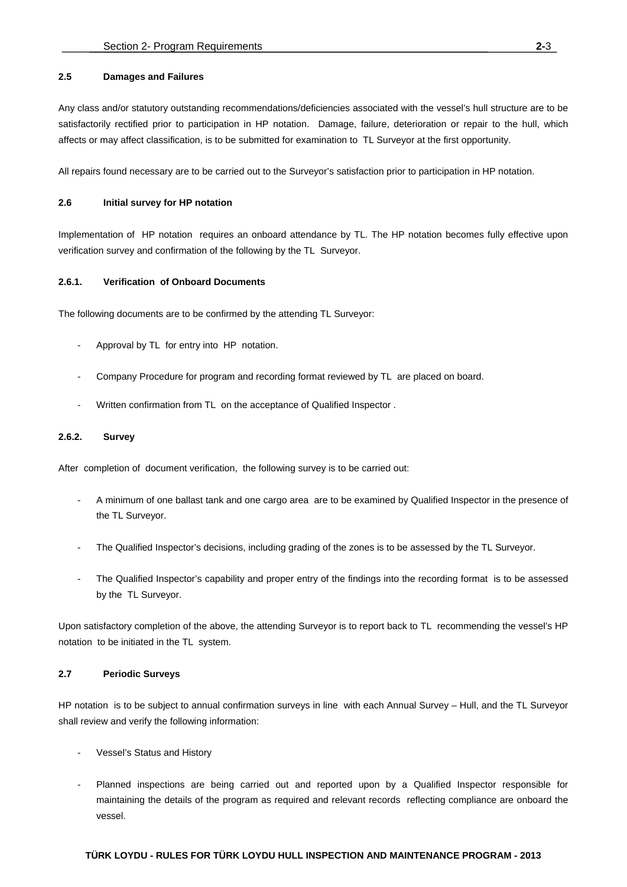### 2.5 Damages and Failures

Any class and/or statutory outstanding recommendations/deficiencies associated with the vessel's hull structure are to be satisfactorily rectified prior to participation in HP notation. Damage, failure, deterioration or repair to the hull, which affects or may affect classification, is to be submitted for examination to TL Surveyor at the first opportunity.

All repairs found necessary are to be carried out to the Surveyor's satisfaction prior to participation in HP notation.

### 2.6 Initial survey for HP notation

Implementation of HP notation requires an onboard attendance by TL. The HP notation becomes fully effective upon verification survey and confirmation of the following by the TL Surveyor.

#### 2.6.1. Verification of Onboard Documents

The following documents are to be confirmed by the attending TL Surveyor:

- Approval by TL for entry into HP notation.
- Company Procedure for program and recording format reviewed by TL are placed on board.
- Written confirmation from TL on the acceptance of Qualified Inspector .

#### 2.6.2. Survey

After completion of document verification, the following survey is to be carried out:

- A minimum of one ballast tank and one cargo area are to be examined by Qualified Inspector in the presence of the TL Surveyor.
- The Qualified Inspector's decisions, including grading of the zones is to be assessed by the TL Surveyor.
- The Qualified Inspector's capability and proper entry of the findings into the recording format is to be assessed by the TL Surveyor.

Upon satisfactory completion of the above, the attending Surveyor is to report back to TL recommending the vessel's HP notation to be initiated in the TL system.

### 2.7 Periodic Surveys

HP notation is to be subject to annual confirmation surveys in line with each Annual Survey – Hull, and the TL Surveyor shall review and verify the following information:

- Vessel's Status and History
- Planned inspections are being carried out and reported upon by a Qualified Inspector responsible for maintaining the details of the program as required and relevant records reflecting compliance are onboard the vessel.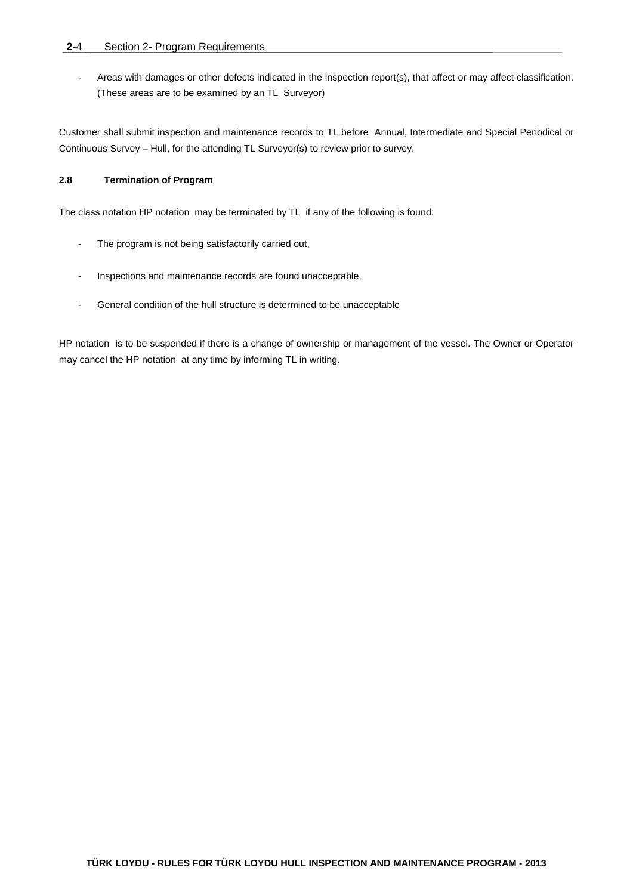- Areas with damages or other defects indicated in the inspection report(s), that affect or may affect classification. (These areas are to be examined by an TL Surveyor)

Customer shall submit inspection and maintenance records to TL before Annual, Intermediate and Special Periodical or Continuous Survey – Hull, for the attending TL Surveyor(s) to review prior to survey.

### 2.8 Termination of Program

The class notation HP notation may be terminated by TL if any of the following is found:

- The program is not being satisfactorily carried out,
- Inspections and maintenance records are found unacceptable,
- General condition of the hull structure is determined to be unacceptable

HP notation is to be suspended if there is a change of ownership or management of the vessel. The Owner or Operator may cancel the HP notation at any time by informing TL in writing.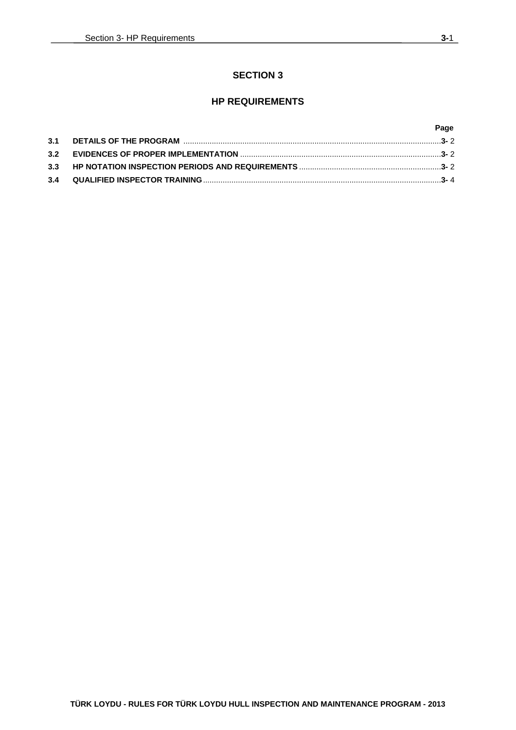# SECTION 3

## HP REQUIREMENTS

| | | Page |
|---|---|---|
| **3.1** | **DETAILS OF THE PROGRAM** | **3-** 2 |
| **3.2** | **EVIDENCES OF PROPER IMPLEMENTATION** | **3-** 2 |
| **3.3** | **HP NOTATION INSPECTION PERIODS AND REQUIREMENTS** | **3-** 2 |
| **3.4** | **QUALIFIED INSPECTOR TRAINING** | **3-** 4 |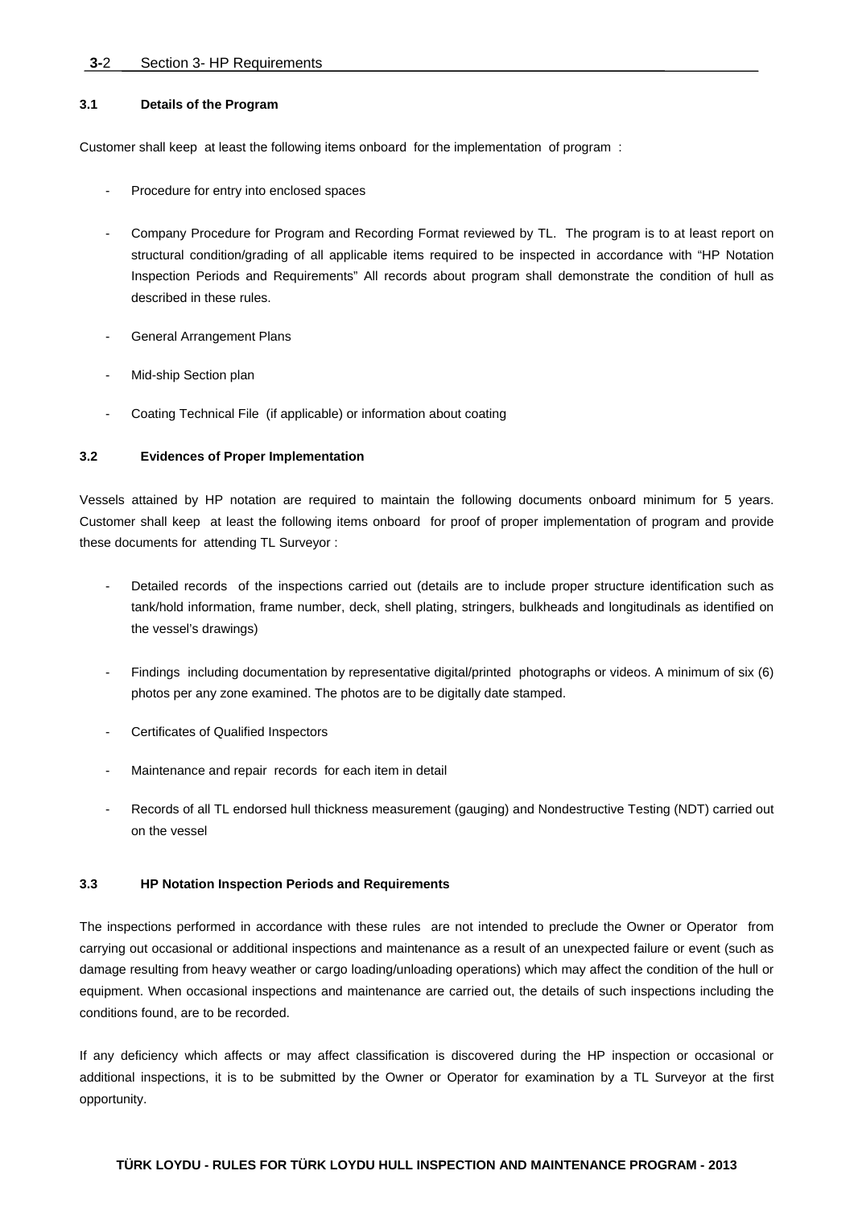### 3.1 Details of the Program

Customer shall keep at least the following items onboard for the implementation of program :

- Procedure for entry into enclosed spaces
- Company Procedure for Program and Recording Format reviewed by TL. The program is to at least report on structural condition/grading of all applicable items required to be inspected in accordance with "HP Notation Inspection Periods and Requirements" All records about program shall demonstrate the condition of hull as described in these rules.
- General Arrangement Plans
- Mid-ship Section plan
- Coating Technical File (if applicable) or information about coating

### 3.2 Evidences of Proper Implementation

Vessels attained by HP notation are required to maintain the following documents onboard minimum for 5 years. Customer shall keep at least the following items onboard for proof of proper implementation of program and provide these documents for attending TL Surveyor :

- Detailed records of the inspections carried out (details are to include proper structure identification such as tank/hold information, frame number, deck, shell plating, stringers, bulkheads and longitudinals as identified on the vessel's drawings)
- Findings including documentation by representative digital/printed photographs or videos. A minimum of six (6) photos per any zone examined. The photos are to be digitally date stamped.
- Certificates of Qualified Inspectors
- Maintenance and repair records for each item in detail
- Records of all TL endorsed hull thickness measurement (gauging) and Nondestructive Testing (NDT) carried out on the vessel

### 3.3 HP Notation Inspection Periods and Requirements

The inspections performed in accordance with these rules are not intended to preclude the Owner or Operator from carrying out occasional or additional inspections and maintenance as a result of an unexpected failure or event (such as damage resulting from heavy weather or cargo loading/unloading operations) which may affect the condition of the hull or equipment. When occasional inspections and maintenance are carried out, the details of such inspections including the conditions found, are to be recorded.

If any deficiency which affects or may affect classification is discovered during the HP inspection or occasional or additional inspections, it is to be submitted by the Owner or Operator for examination by a TL Surveyor at the first opportunity.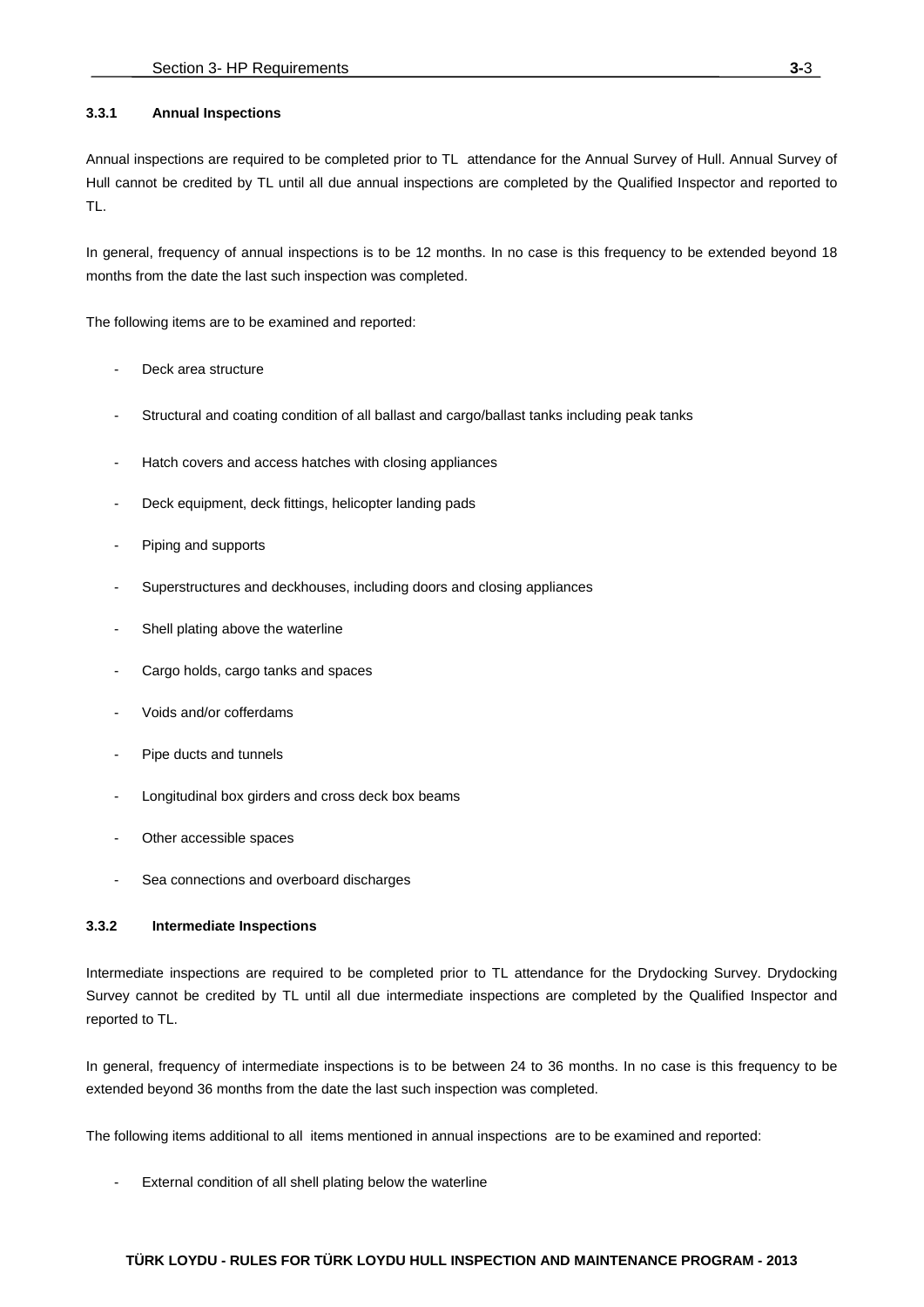### 3.3.1 Annual Inspections

Annual inspections are required to be completed prior to TL attendance for the Annual Survey of Hull. Annual Survey of Hull cannot be credited by TL until all due annual inspections are completed by the Qualified Inspector and reported to TL.

In general, frequency of annual inspections is to be 12 months. In no case is this frequency to be extended beyond 18 months from the date the last such inspection was completed.

The following items are to be examined and reported:

- Deck area structure
- Structural and coating condition of all ballast and cargo/ballast tanks including peak tanks
- Hatch covers and access hatches with closing appliances
- Deck equipment, deck fittings, helicopter landing pads
- Piping and supports
- Superstructures and deckhouses, including doors and closing appliances
- Shell plating above the waterline
- Cargo holds, cargo tanks and spaces
- Voids and/or cofferdams
- Pipe ducts and tunnels
- Longitudinal box girders and cross deck box beams
- Other accessible spaces
- Sea connections and overboard discharges

### 3.3.2 Intermediate Inspections

Intermediate inspections are required to be completed prior to TL attendance for the Drydocking Survey. Drydocking Survey cannot be credited by TL until all due intermediate inspections are completed by the Qualified Inspector and reported to TL.

In general, frequency of intermediate inspections is to be between 24 to 36 months. In no case is this frequency to be extended beyond 36 months from the date the last such inspection was completed.

The following items additional to all items mentioned in annual inspections are to be examined and reported:

- External condition of all shell plating below the waterline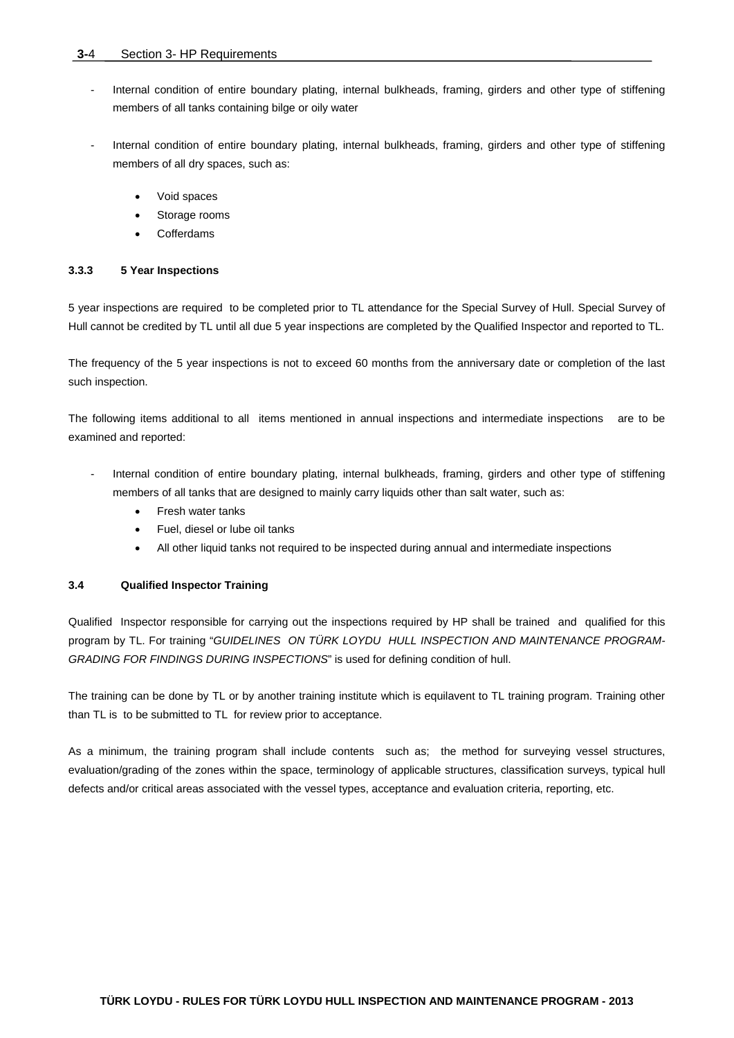- Internal condition of entire boundary plating, internal bulkheads, framing, girders and other type of stiffening members of all tanks containing bilge or oily water

- Internal condition of entire boundary plating, internal bulkheads, framing, girders and other type of stiffening members of all dry spaces, such as:

  - Void spaces
  - Storage rooms
  - Cofferdams

### 3.3.3 5 Year Inspections

5 year inspections are required to be completed prior to TL attendance for the Special Survey of Hull. Special Survey of Hull cannot be credited by TL until all due 5 year inspections are completed by the Qualified Inspector and reported to TL.

The frequency of the 5 year inspections is not to exceed 60 months from the anniversary date or completion of the last such inspection.

The following items additional to all items mentioned in annual inspections and intermediate inspections are to be examined and reported:

- Internal condition of entire boundary plating, internal bulkheads, framing, girders and other type of stiffening members of all tanks that are designed to mainly carry liquids other than salt water, such as:
  - Fresh water tanks
  - Fuel, diesel or lube oil tanks
  - All other liquid tanks not required to be inspected during annual and intermediate inspections

## 3.4 Qualified Inspector Training

Qualified Inspector responsible for carrying out the inspections required by HP shall be trained and qualified for this program by TL. For training "*GUIDELINES ON TÜRK LOYDU HULL INSPECTION AND MAINTENANCE PROGRAM-GRADING FOR FINDINGS DURING INSPECTIONS*" is used for defining condition of hull.

The training can be done by TL or by another training institute which is equilavent to TL training program. Training other than TL is to be submitted to TL for review prior to acceptance.

As a minimum, the training program shall include contents such as; the method for surveying vessel structures, evaluation/grading of the zones within the space, terminology of applicable structures, classification surveys, typical hull defects and/or critical areas associated with the vessel types, acceptance and evaluation criteria, reporting, etc.